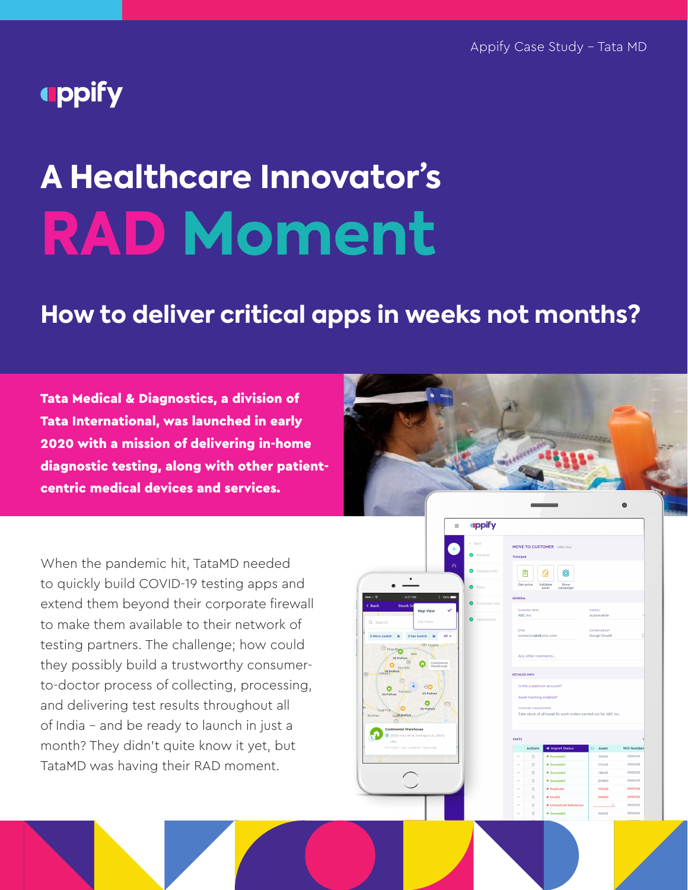# A Healthcare Innovator's RAD Moment

## How to deliver critical apps in weeks not months?

**Tata Medical & Diagnostics, a division of Tata International, was launched in early 2020 with a mission of delivering in-home diagnostic testing, along with other patient-centric medical devices and services.**

When the pandemic hit, TataMD needed to quickly build COVID-19 testing apps and extend them beyond their corporate firewall to make them available to their network of testing partners. The challenge; how could they possibly build a trustworthy consumer-to-doctor process of collecting, processing, and delivering test results throughout all of India – and be ready to launch in just a month? They didn't quite know it yet, but TataMD was having their RAD moment.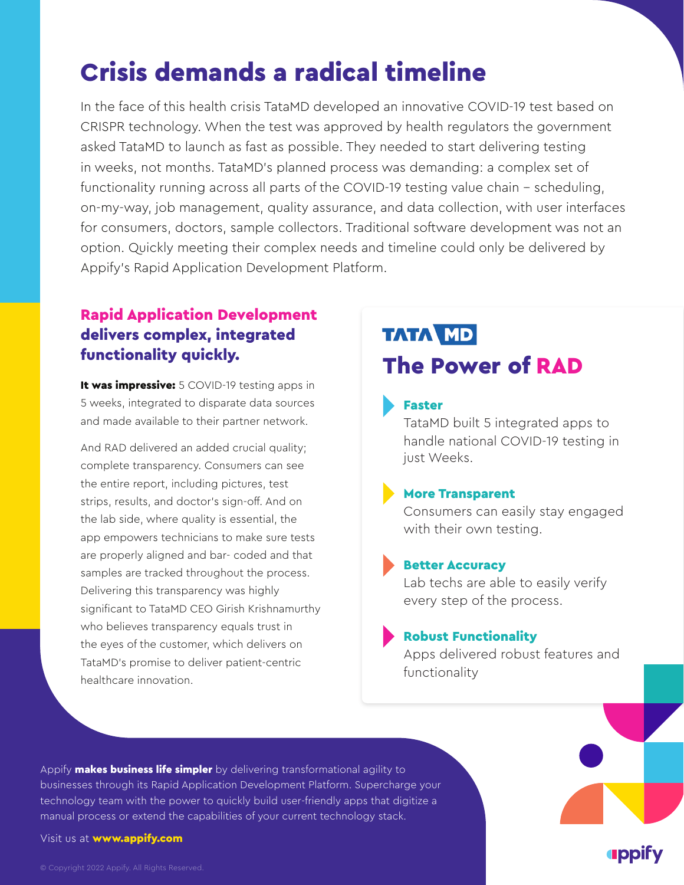# Crisis demands a radical timeline

In the face of this health crisis TataMD developed an innovative COVID-19 test based on CRISPR technology. When the test was approved by health regulators the government asked TataMD to launch as fast as possible. They needed to start delivering testing in weeks, not months. TataMD's planned process was demanding: a complex set of functionality running across all parts of the COVID-19 testing value chain – scheduling, on-my-way, job management, quality assurance, and data collection, with user interfaces for consumers, doctors, sample collectors. Traditional software development was not an option. Quickly meeting their complex needs and timeline could only be delivered by Appify's Rapid Application Development Platform.

## Rapid Application Development delivers complex, integrated functionality quickly.

**It was impressive:** 5 COVID-19 testing apps in 5 weeks, integrated to disparate data sources and made available to their partner network.

And RAD delivered an added crucial quality; complete transparency. Consumers can see the entire report, including pictures, test strips, results, and doctor's sign-off. And on the lab side, where quality is essential, the app empowers technicians to make sure tests are properly aligned and bar- coded and that samples are tracked throughout the process. Delivering this transparency was highly significant to TataMD CEO Girish Krishnamurthy who believes transparency equals trust in the eyes of the customer, which delivers on TataMD's promise to deliver patient-centric healthcare innovation.

TATA MD

## The Power of RAD

**Faster**
TataMD built 5 integrated apps to handle national COVID-19 testing in just Weeks.

**More Transparent**
Consumers can easily stay engaged with their own testing.

**Better Accuracy**
Lab techs are able to easily verify every step of the process.

**Robust Functionality**
Apps delivered robust features and functionality

Appify **makes business life simpler** by delivering transformational agility to businesses through its Rapid Application Development Platform. Supercharge your technology team with the power to quickly build user-friendly apps that digitize a manual process or extend the capabilities of your current technology stack.

Visit us at **www.appify.com**

© Copyright 2022 Appify. All Rights Reserved.

appify